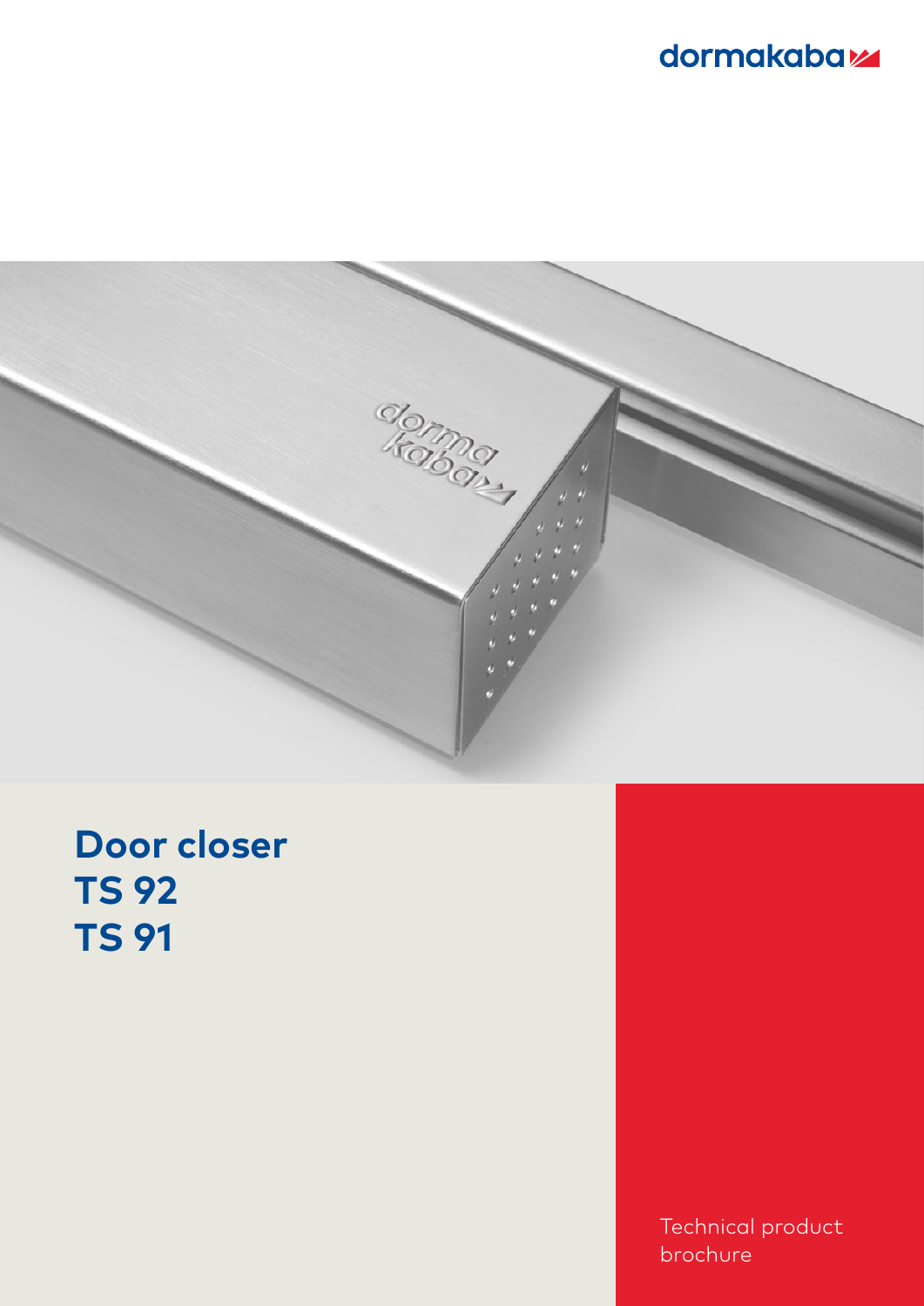dormakaba

# Door closer
# TS 92
# TS 91

Technical product brochure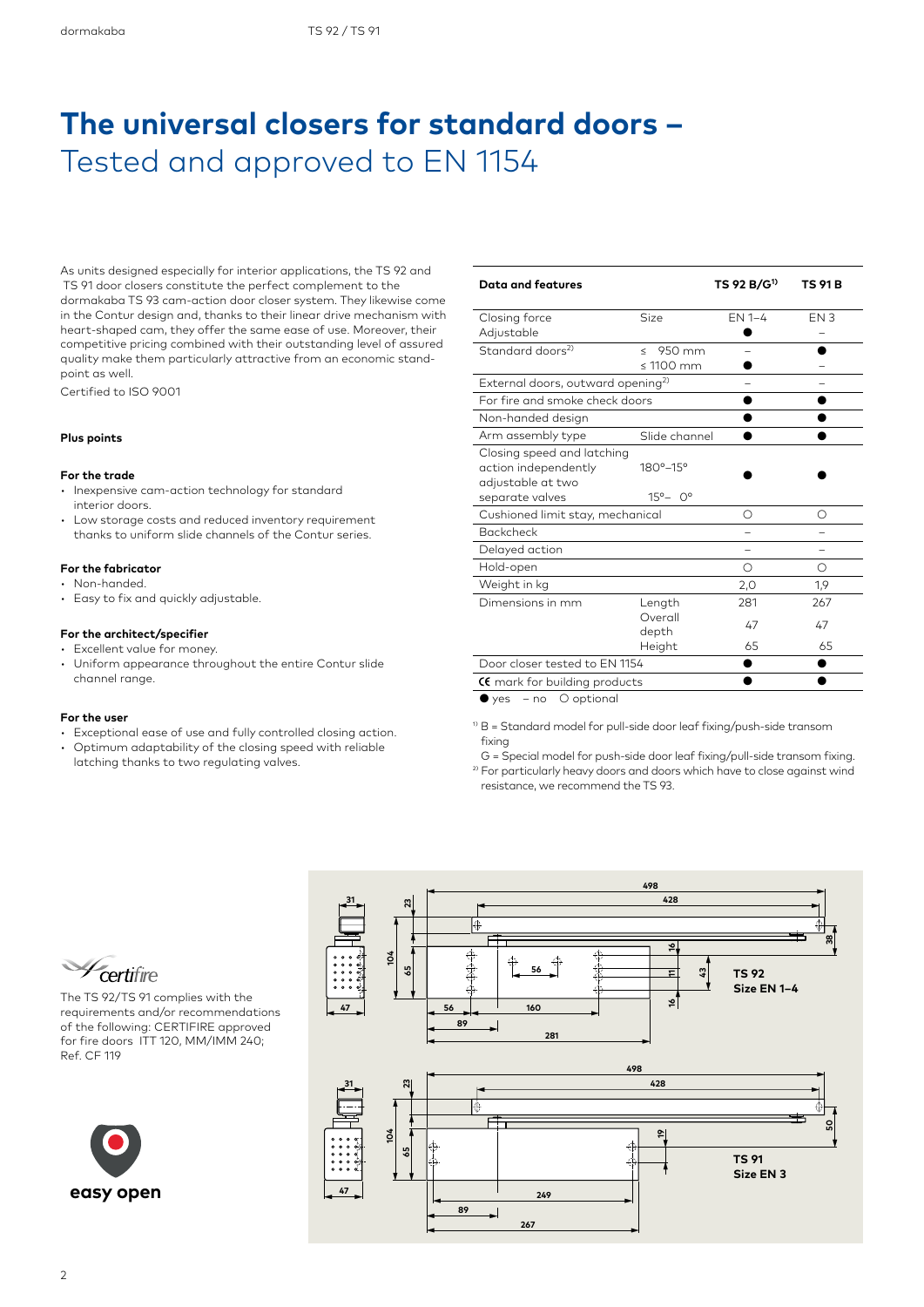# The universal closers for standard doors – Tested and approved to EN 1154

As units designed especially for interior applications, the TS 92 and TS 91 door closers constitute the perfect complement to the dormakaba TS 93 cam-action door closer system. They likewise come in the Contur design and, thanks to their linear drive mechanism with heart-shaped cam, they offer the same ease of use. Moreover, their competitive pricing combined with their outstanding level of assured quality make them particularly attractive from an economic standpoint as well.

Certified to ISO 9001

**Plus points**

**For the trade**

- Inexpensive cam-action technology for standard interior doors.
- Low storage costs and reduced inventory requirement thanks to uniform slide channels of the Contur series.

**For the fabricator**

- Non-handed.
- Easy to fix and quickly adjustable.

**For the architect/specifier**

- Excellent value for money.
- Uniform appearance throughout the entire Contur slide channel range.

**For the user**

- Exceptional ease of use and fully controlled closing action.
- Optimum adaptability of the closing speed with reliable latching thanks to two regulating valves.

| Data and features | | TS 92 B/G[1] | TS 91 B |
|---|---|---|---|
| Closing force | Size | EN 1–4 | EN 3 |
| Adjustable | | ● | – |
| Standard doors[2] | ≤ 950 mm | – | ● |
| | ≤ 1100 mm | ● | – |
| External doors, outward opening[2] | | – | – |
| For fire and smoke check doors | | ● | ● |
| Non-handed design | | ● | ● |
| Arm assembly type | Slide channel | ● | ● |
| Closing speed and latching action independently adjustable at two separate valves | 180°–15° 15°– 0° | ● | ● |
| Cushioned limit stay, mechanical | | ○ | ○ |
| Backcheck | | – | – |
| Delayed action | | – | – |
| Hold-open | | ○ | ○ |
| Weight in kg | | 2,0 | 1,9 |
| Dimensions in mm | Length | 281 | 267 |
| | Overall depth | 47 | 47 |
| | Height | 65 | 65 |
| Door closer tested to EN 1154 | | ● | ● |
| CE mark for building products | | ● | ● |

● yes – no ○ optional

[1] B = Standard model for pull-side door leaf fixing/push-side transom fixing
G = Special model for push-side door leaf fixing/pull-side transom fixing.

[2] For particularly heavy doors and doors which have to close against wind resistance, we recommend the TS 93.

The TS 92/TS 91 complies with the requirements and/or recommendations of the following: CERTIFIRE approved for fire doors ITT 120, MM/IMM 240; Ref. CF 119

easy open

TS 92
Size EN 1–4

TS 91
Size EN 3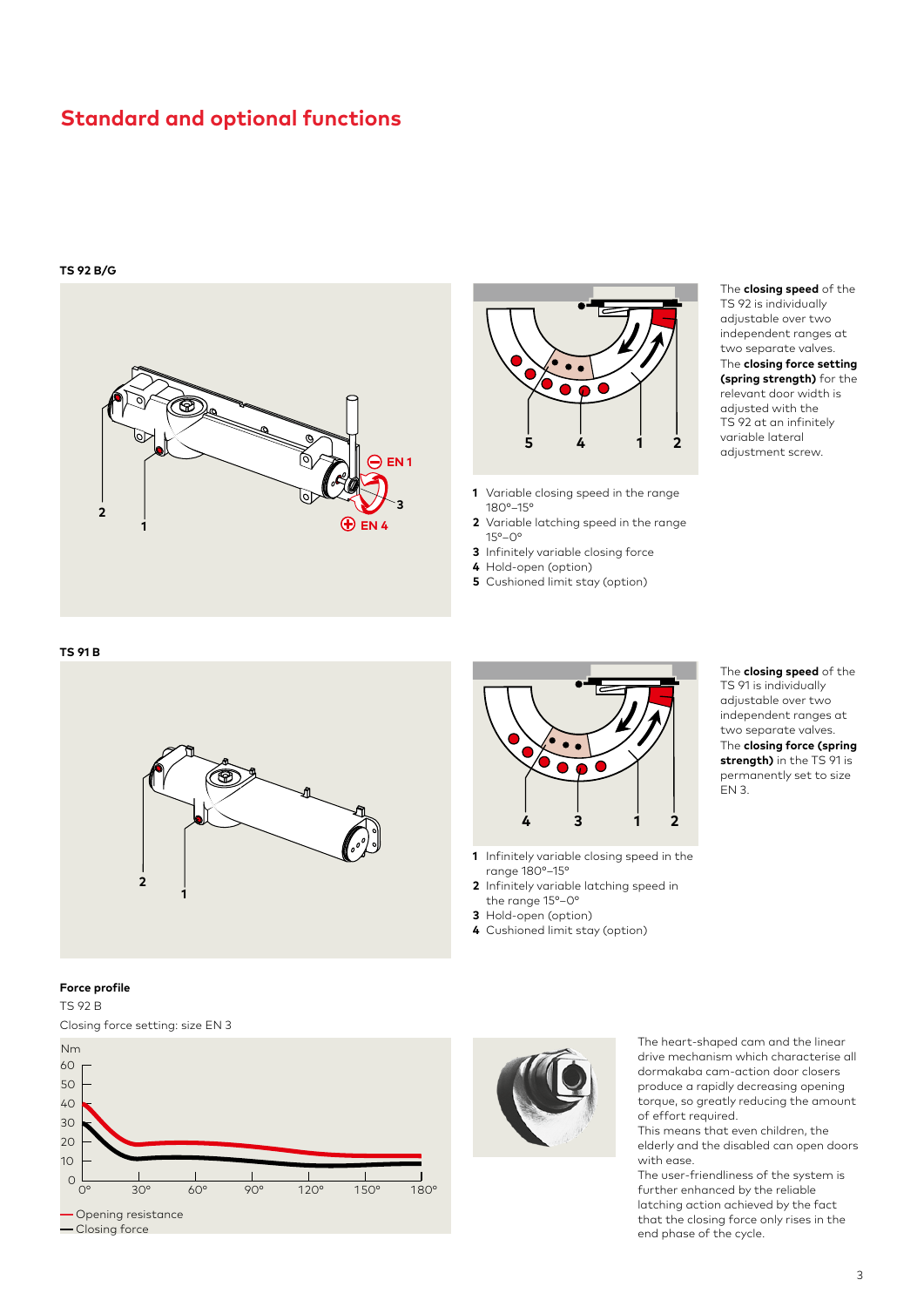## Standard and optional functions

**TS 92 B/G**

1 Variable closing speed in the range 180°–15°
2 Variable latching speed in the range 15°–0°
3 Infinitely variable closing force
4 Hold-open (option)
5 Cushioned limit stay (option)

The **closing speed** of the TS 92 is individually adjustable over two independent ranges at two separate valves. The **closing force setting (spring strength)** for the relevant door width is adjusted with the TS 92 at an infinitely variable lateral adjustment screw.

**TS 91 B**

1 Infinitely variable closing speed in the range 180°–15°
2 Infinitely variable latching speed in the range 15°–0°
3 Hold-open (option)
4 Cushioned limit stay (option)

The **closing speed** of the TS 91 is individually adjustable over two independent ranges at two separate valves. The **closing force (spring strength)** in the TS 91 is permanently set to size EN 3.

**Force profile**

TS 92 B

Closing force setting: size EN 3

— Opening resistance
— Closing force

The heart-shaped cam and the linear drive mechanism which characterise all dormakaba cam-action door closers produce a rapidly decreasing opening torque, so greatly reducing the amount of effort required.
This means that even children, the elderly and the disabled can open doors with ease.
The user-friendliness of the system is further enhanced by the reliable latching action achieved by the fact that the closing force only rises in the end phase of the cycle.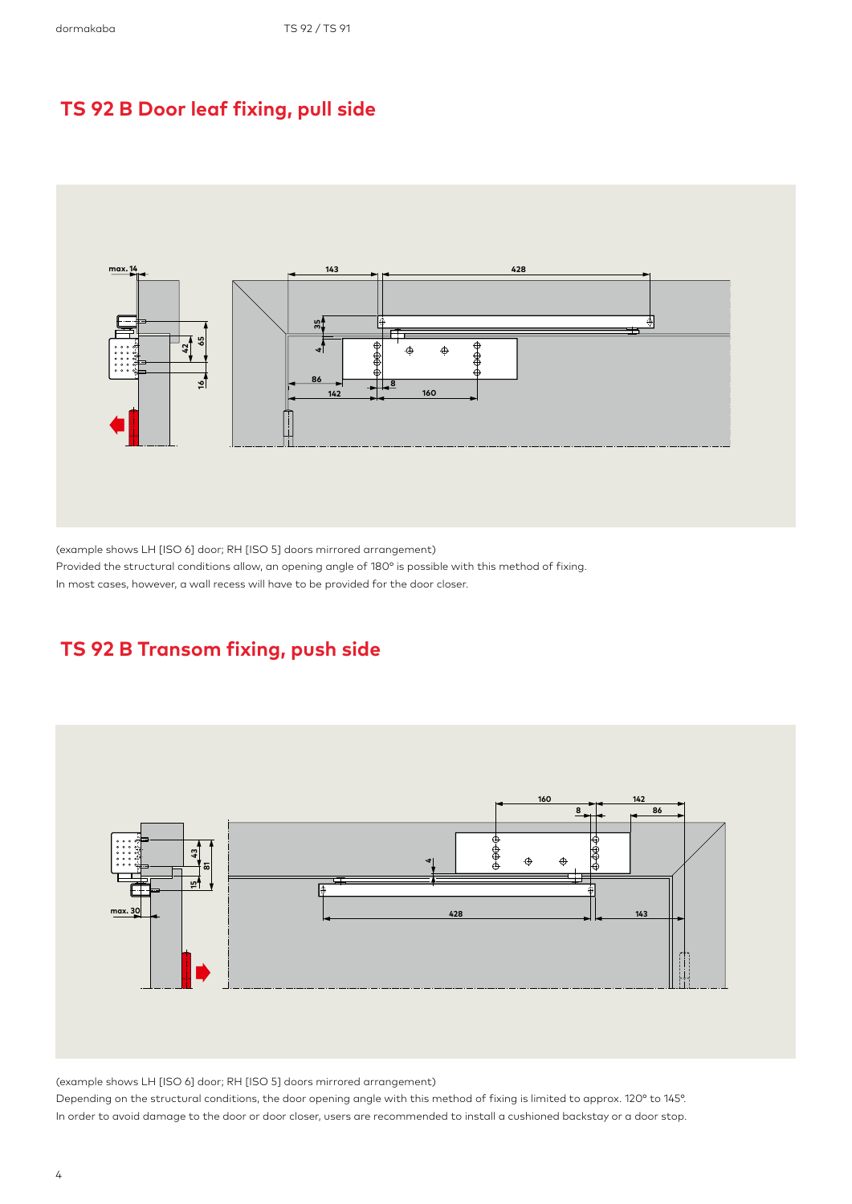## TS 92 B Door leaf fixing, pull side

(example shows LH [ISO 6] door; RH [ISO 5] doors mirrored arrangement)
Provided the structural conditions allow, an opening angle of 180° is possible with this method of fixing.
In most cases, however, a wall recess will have to be provided for the door closer.

## TS 92 B Transom fixing, push side

(example shows LH [ISO 6] door; RH [ISO 5] doors mirrored arrangement)
Depending on the structural conditions, the door opening angle with this method of fixing is limited to approx. 120° to 145°.
In order to avoid damage to the door or door closer, users are recommended to install a cushioned backstay or a door stop.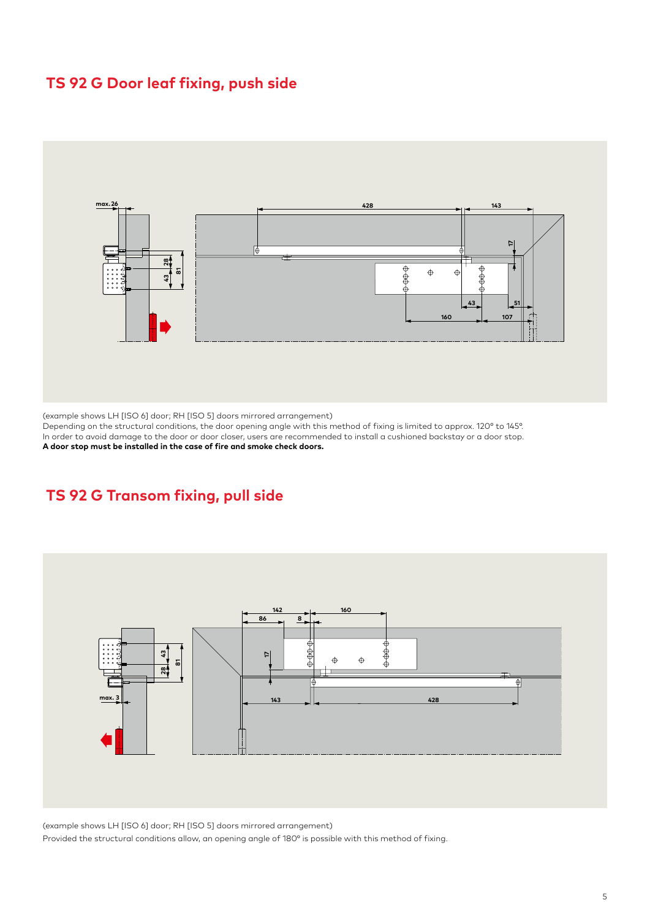## TS 92 G Door leaf fixing, push side

(example shows LH [ISO 6] door; RH [ISO 5] doors mirrored arrangement)
Depending on the structural conditions, the door opening angle with this method of fixing is limited to approx. 120° to 145°.
In order to avoid damage to the door or door closer, users are recommended to install a cushioned backstay or a door stop.
**A door stop must be installed in the case of fire and smoke check doors.**

## TS 92 G Transom fixing, pull side

(example shows LH [ISO 6] door; RH [ISO 5] doors mirrored arrangement)
Provided the structural conditions allow, an opening angle of 180° is possible with this method of fixing.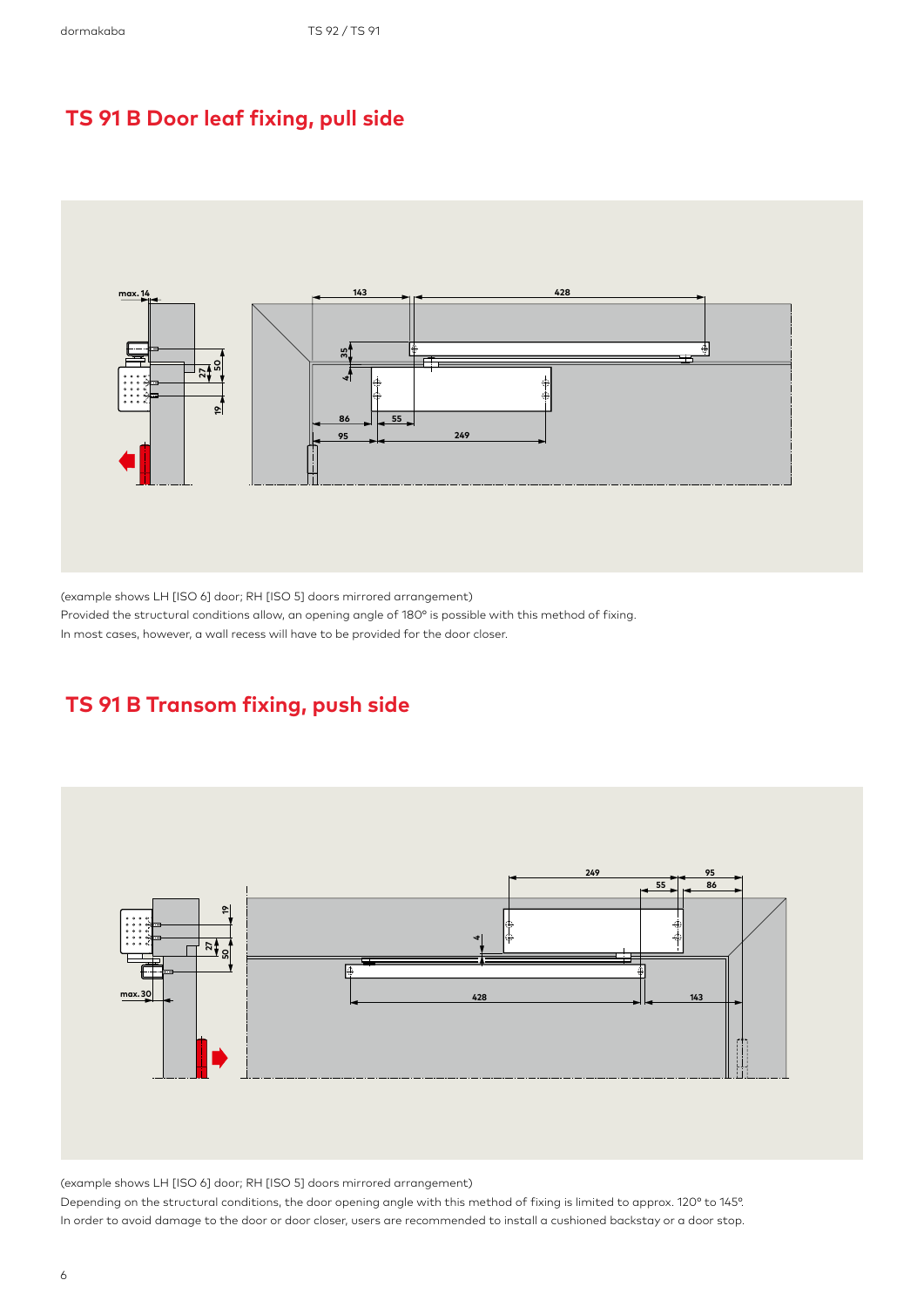## TS 91 B Door leaf fixing, pull side

(example shows LH [ISO 6] door; RH [ISO 5] doors mirrored arrangement)
Provided the structural conditions allow, an opening angle of 180° is possible with this method of fixing.
In most cases, however, a wall recess will have to be provided for the door closer.

## TS 91 B Transom fixing, push side

(example shows LH [ISO 6] door; RH [ISO 5] doors mirrored arrangement)
Depending on the structural conditions, the door opening angle with this method of fixing is limited to approx. 120° to 145°.
In order to avoid damage to the door or door closer, users are recommended to install a cushioned backstay or a door stop.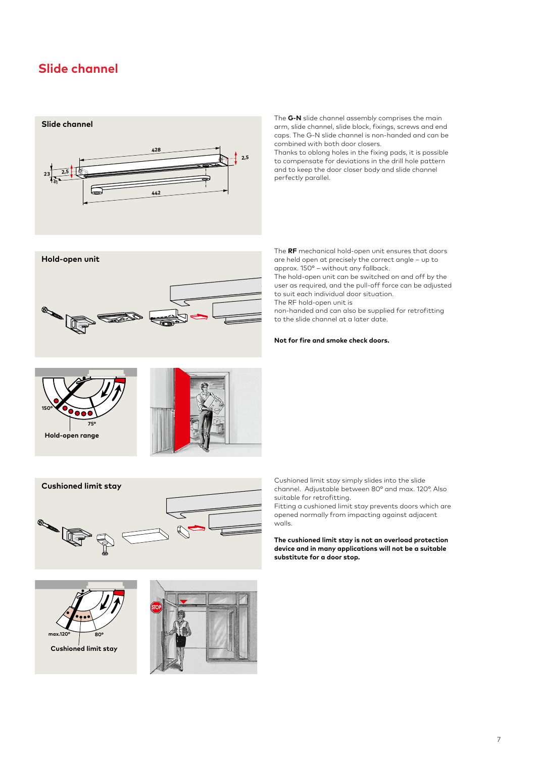# Slide channel

## Slide channel

The **G-N** slide channel assembly comprises the main arm, slide channel, slide block, fixings, screws and end caps. The G-N slide channel is non-handed and can be combined with both door closers.
Thanks to oblong holes in the fixing pads, it is possible to compensate for deviations in the drill hole pattern and to keep the door closer body and slide channel perfectly parallel.

## Hold-open unit

The **RF** mechanical hold-open unit ensures that doors are held open at precisely the correct angle – up to approx. 150° – without any fallback.
The hold-open unit can be switched on and off by the user as required, and the pull-off force can be adjusted to suit each individual door situation.
The RF hold-open unit is
non-handed and can also be supplied for retrofitting to the slide channel at a later date.

**Not for fire and smoke check doors.**

Hold-open range

## Cushioned limit stay

Cushioned limit stay simply slides into the slide channel. Adjustable between 80° and max. 120°. Also suitable for retrofitting.
Fitting a cushioned limit stay prevents doors which are opened normally from impacting against adjacent walls.

**The cushioned limit stay is not an overload protection device and in many applications will not be a suitable substitute for a door stop.**

Cushioned limit stay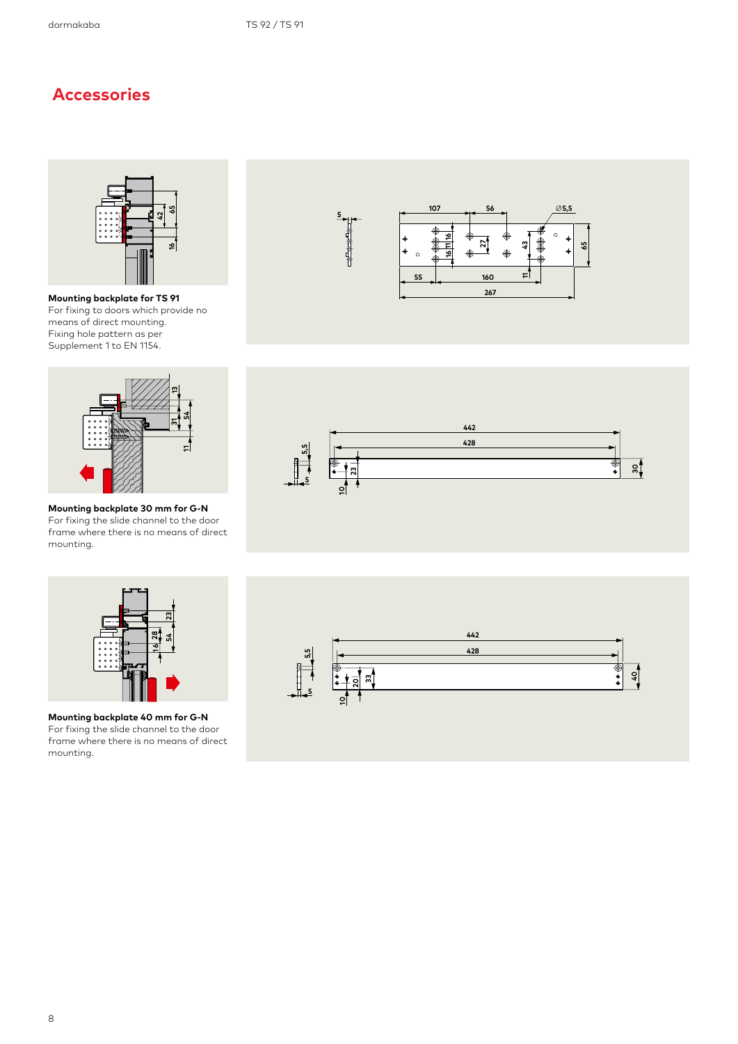# Accessories

**Mounting backplate for TS 91**
For fixing to doors which provide no means of direct mounting.
Fixing hole pattern as per Supplement 1 to EN 1154.

**Mounting backplate 30 mm for G-N**
For fixing the slide channel to the door frame where there is no means of direct mounting.

**Mounting backplate 40 mm for G-N**
For fixing the slide channel to the door frame where there is no means of direct mounting.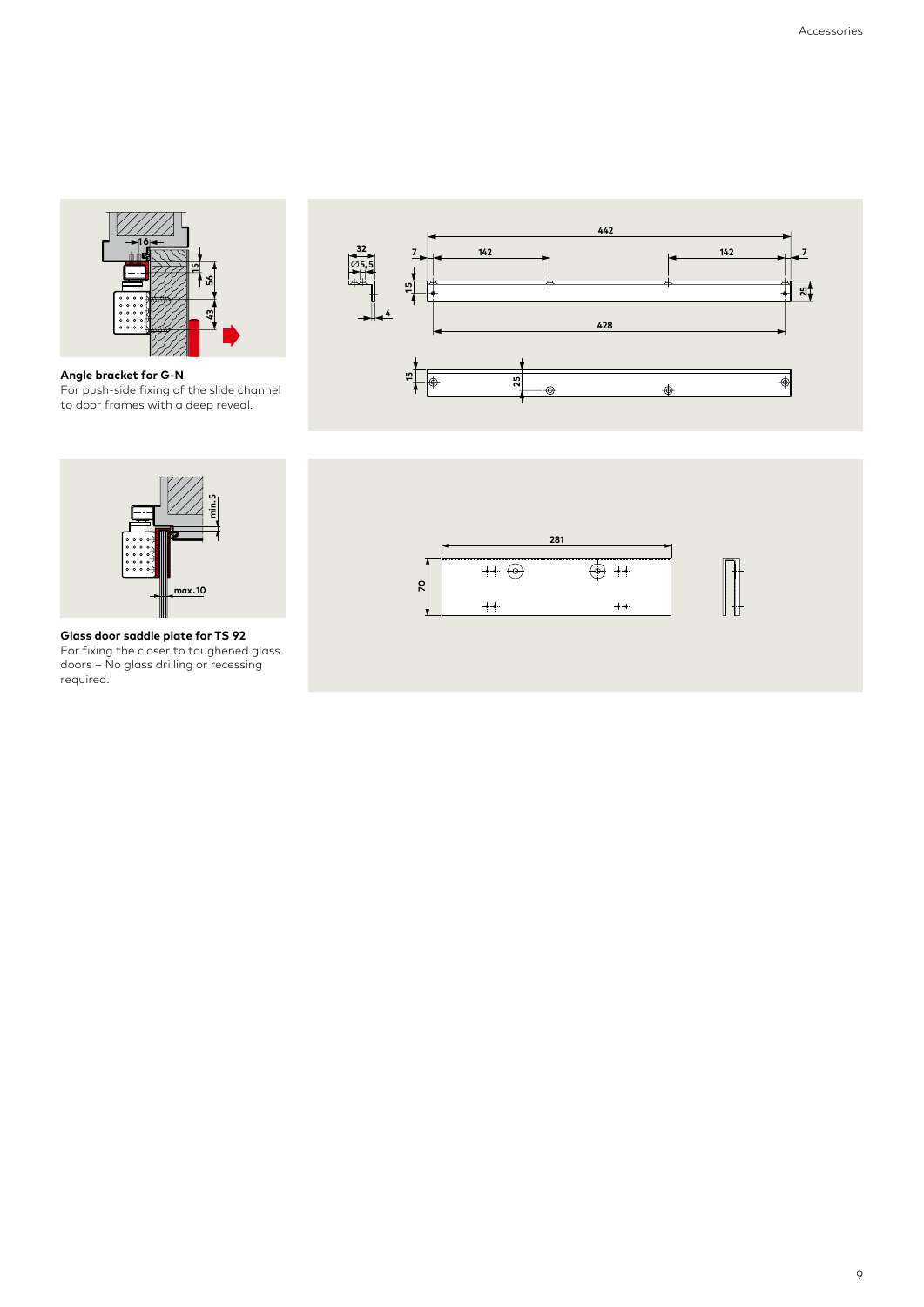**Angle bracket for G-N**
For push-side fixing of the slide channel to door frames with a deep reveal.

**Glass door saddle plate for TS 92**
For fixing the closer to toughened glass doors – No glass drilling or recessing required.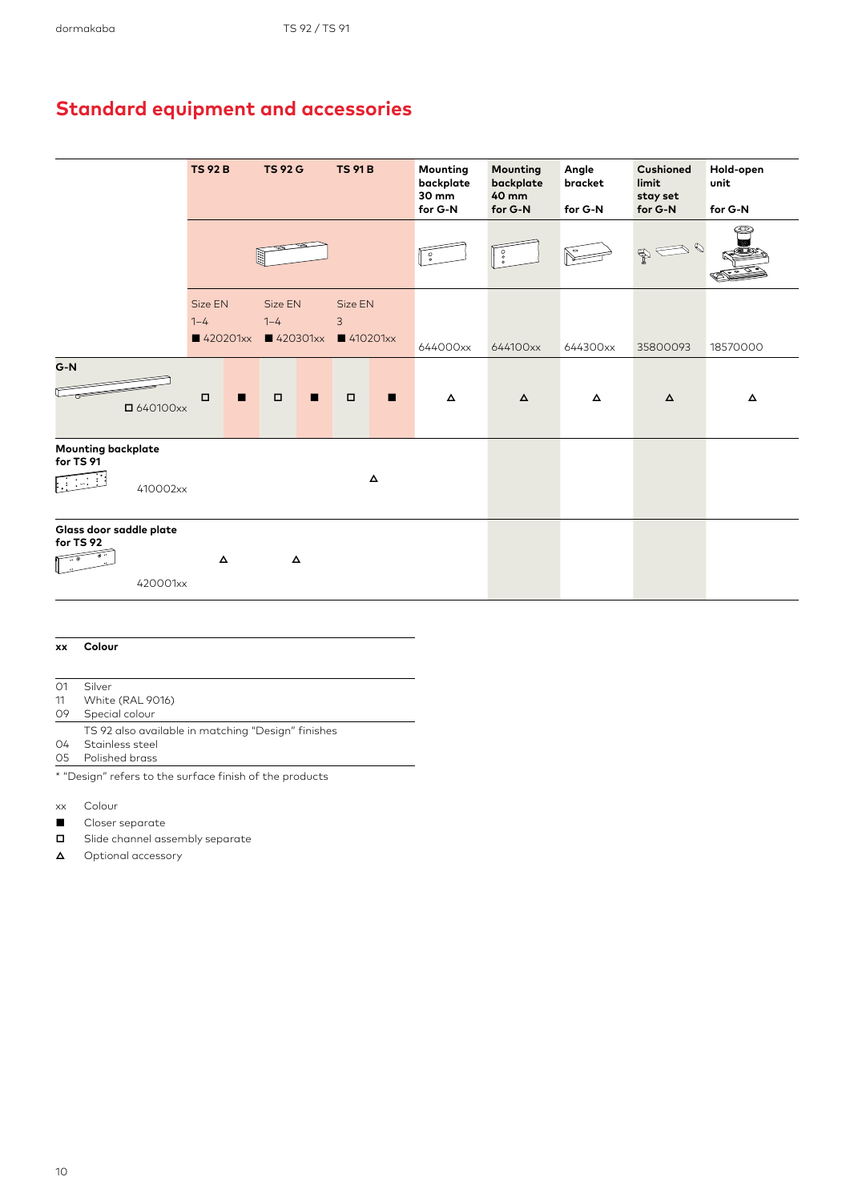## Standard equipment and accessories

| | TS 92 B | | TS 92 G | | TS 91 B | | Mounting backplate 30 mm for G-N | Mounting backplate 40 mm for G-N | Angle bracket for G-N | Cushioned limit stay set for G-N | Hold-open unit for G-N |
|---|---|---|---|---|---|---|---|---|---|---|---|
| | Size EN 1–4 ■ 420201xx | | Size EN 1–4 ■ 420301xx | | Size EN 3 ■ 410201xx | | 644000xx | 644100xx | 644300xx | 35800093 | 18570000 |
| **G-N** □ 640100xx | □ | ■ | □ | ■ | □ | ■ | ∆ | ∆ | ∆ | ∆ | ∆ |
| **Mounting backplate for TS 91** 410002xx | | | | | ∆ | | | | | | |
| **Glass door saddle plate for TS 92** 420001xx | ∆ | | ∆ | | | | | | | | |

| xx | Colour |
|---|---|
| 01 | Silver |
| 11 | White (RAL 9016) |
| 09 | Special colour |
| | TS 92 also available in matching "Design" finishes |
| 04 | Stainless steel |
| 05 | Polished brass |

* "Design" refers to the surface finish of the products

- xx Colour
- ■ Closer separate
- □ Slide channel assembly separate
- ∆ Optional accessory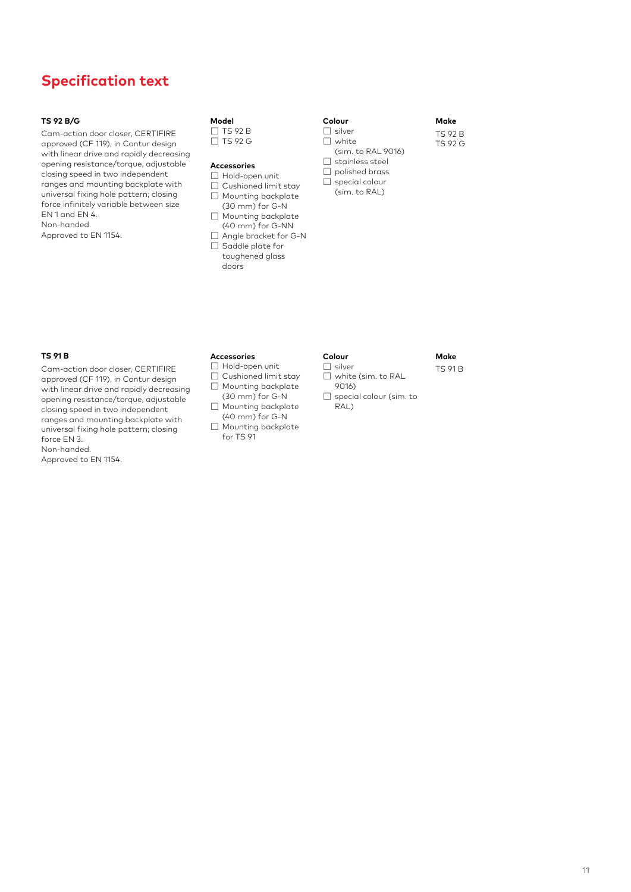# Specification text

### TS 92 B/G

Cam-action door closer, CERTIFIRE approved (CF 119), in Contur design with linear drive and rapidly decreasing opening resistance/torque, adjustable closing speed in two independent ranges and mounting backplate with universal fixing hole pattern; closing force infinitely variable between size EN 1 and EN 4.
Non-handed.
Approved to EN 1154.

**Model**

- ☐ TS 92 B
- ☐ TS 92 G

**Accessories**

- ☐ Hold-open unit
- ☐ Cushioned limit stay
- ☐ Mounting backplate (30 mm) for G-N
- ☐ Mounting backplate (40 mm) for G-NN
- ☐ Angle bracket for G-N
- ☐ Saddle plate for toughened glass doors

**Colour**

- ☐ silver
- ☐ white (sim. to RAL 9016)
- ☐ stainless steel
- ☐ polished brass
- ☐ special colour (sim. to RAL)

**Make**

TS 92 B
TS 92 G

### TS 91 B

Cam-action door closer, CERTIFIRE approved (CF 119), in Contur design with linear drive and rapidly decreasing opening resistance/torque, adjustable closing speed in two independent ranges and mounting backplate with universal fixing hole pattern; closing force EN 3.
Non-handed.
Approved to EN 1154.

**Accessories**

- ☐ Hold-open unit
- ☐ Cushioned limit stay
- ☐ Mounting backplate (30 mm) for G-N
- ☐ Mounting backplate (40 mm) for G-N
- ☐ Mounting backplate for TS 91

**Colour**

- ☐ silver
- ☐ white (sim. to RAL 9016)
- ☐ special colour (sim. to RAL)

**Make**

TS 91 B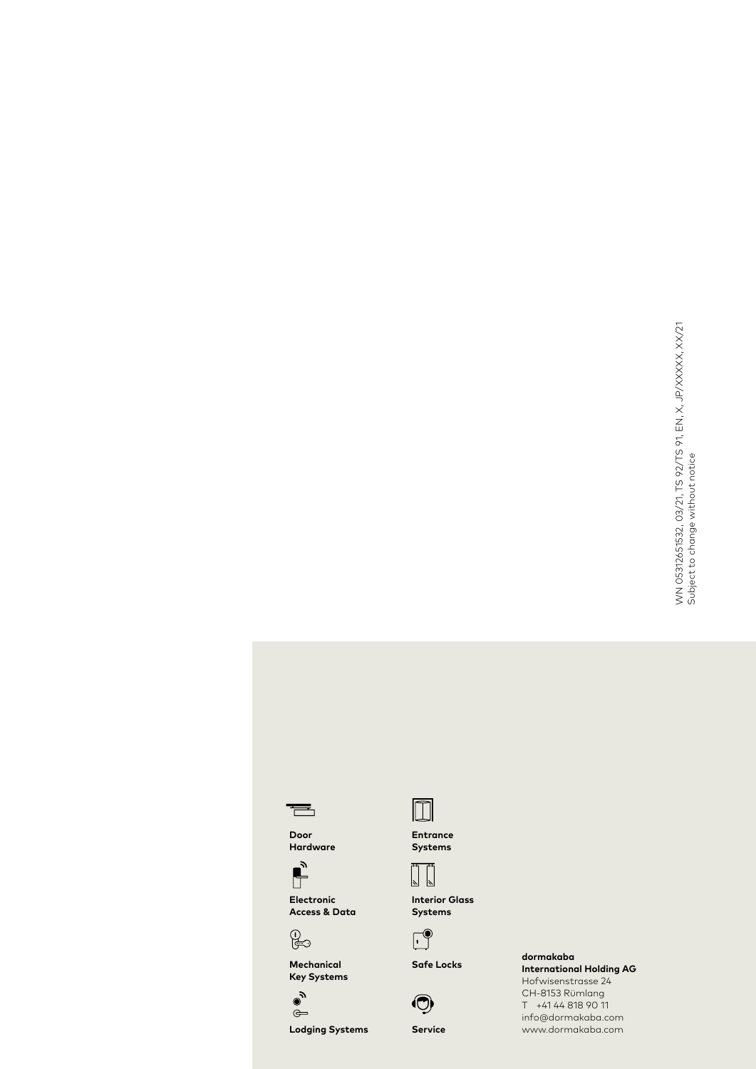WN 05312651532, 03/21, TS 92/TS 91, EN, X, JP/XXXXX, XX/21
Subject to change without notice

**Door Hardware**

**Entrance Systems**

**Electronic Access & Data**

**Interior Glass Systems**

**Mechanical Key Systems**

**Safe Locks**

**Lodging Systems**

**Service**

**dormakaba**
**International Holding AG**
Hofwisenstrasse 24
CH-8153 Rümlang
T +41 44 818 90 11
info@dormakaba.com
www.dormakaba.com